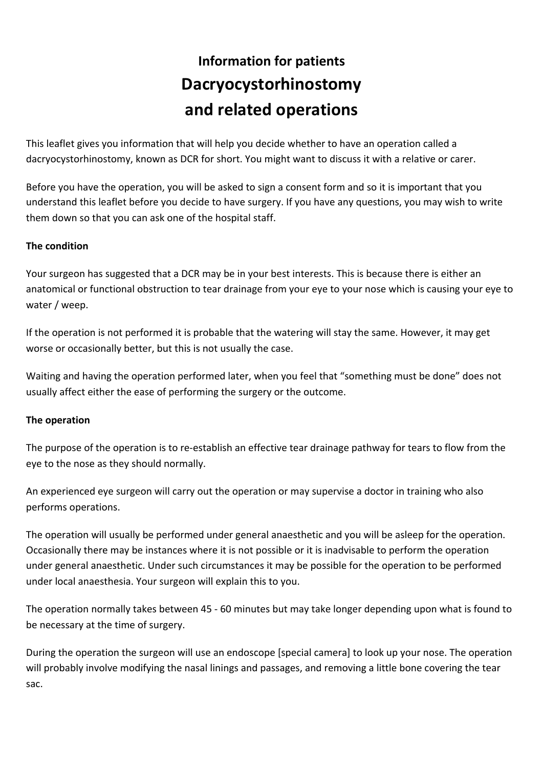# Information for patients

# Dacryocystorhinostomy and related operations

This leaflet gives you information that will help you decide whether to have an operation called a dacryocystorhinostomy, known as DCR for short. You might want to discuss it with a relative or carer.

Before you have the operation, you will be asked to sign a consent form and so it is important that you understand this leaflet before you decide to have surgery. If you have any questions, you may wish to write them down so that you can ask one of the hospital staff.

**The condition**

Your surgeon has suggested that a DCR may be in your best interests. This is because there is either an anatomical or functional obstruction to tear drainage from your eye to your nose which is causing your eye to water / weep.

If the operation is not performed it is probable that the watering will stay the same. However, it may get worse or occasionally better, but this is not usually the case.

Waiting and having the operation performed later, when you feel that "something must be done" does not usually affect either the ease of performing the surgery or the outcome.

**The operation**

The purpose of the operation is to re-establish an effective tear drainage pathway for tears to flow from the eye to the nose as they should normally.

An experienced eye surgeon will carry out the operation or may supervise a doctor in training who also performs operations.

The operation will usually be performed under general anaesthetic and you will be asleep for the operation. Occasionally there may be instances where it is not possible or it is inadvisable to perform the operation under general anaesthetic. Under such circumstances it may be possible for the operation to be performed under local anaesthesia. Your surgeon will explain this to you.

The operation normally takes between 45 - 60 minutes but may take longer depending upon what is found to be necessary at the time of surgery.

During the operation the surgeon will use an endoscope [special camera] to look up your nose. The operation will probably involve modifying the nasal linings and passages, and removing a little bone covering the tear sac.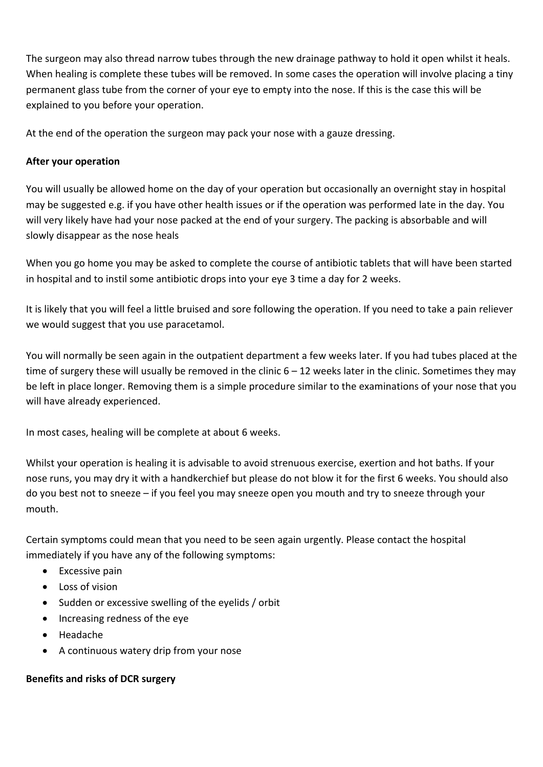The surgeon may also thread narrow tubes through the new drainage pathway to hold it open whilst it heals. When healing is complete these tubes will be removed. In some cases the operation will involve placing a tiny permanent glass tube from the corner of your eye to empty into the nose. If this is the case this will be explained to you before your operation.

At the end of the operation the surgeon may pack your nose with a gauze dressing.

**After your operation**

You will usually be allowed home on the day of your operation but occasionally an overnight stay in hospital may be suggested e.g. if you have other health issues or if the operation was performed late in the day. You will very likely have had your nose packed at the end of your surgery. The packing is absorbable and will slowly disappear as the nose heals

When you go home you may be asked to complete the course of antibiotic tablets that will have been started in hospital and to instil some antibiotic drops into your eye 3 time a day for 2 weeks.

It is likely that you will feel a little bruised and sore following the operation. If you need to take a pain reliever we would suggest that you use paracetamol.

You will normally be seen again in the outpatient department a few weeks later. If you had tubes placed at the time of surgery these will usually be removed in the clinic 6 – 12 weeks later in the clinic. Sometimes they may be left in place longer. Removing them is a simple procedure similar to the examinations of your nose that you will have already experienced.

In most cases, healing will be complete at about 6 weeks.

Whilst your operation is healing it is advisable to avoid strenuous exercise, exertion and hot baths. If your nose runs, you may dry it with a handkerchief but please do not blow it for the first 6 weeks. You should also do you best not to sneeze – if you feel you may sneeze open you mouth and try to sneeze through your mouth.

Certain symptoms could mean that you need to be seen again urgently. Please contact the hospital immediately if you have any of the following symptoms:

- Excessive pain
- Loss of vision
- Sudden or excessive swelling of the eyelids / orbit
- Increasing redness of the eye
- Headache
- A continuous watery drip from your nose

**Benefits and risks of DCR surgery**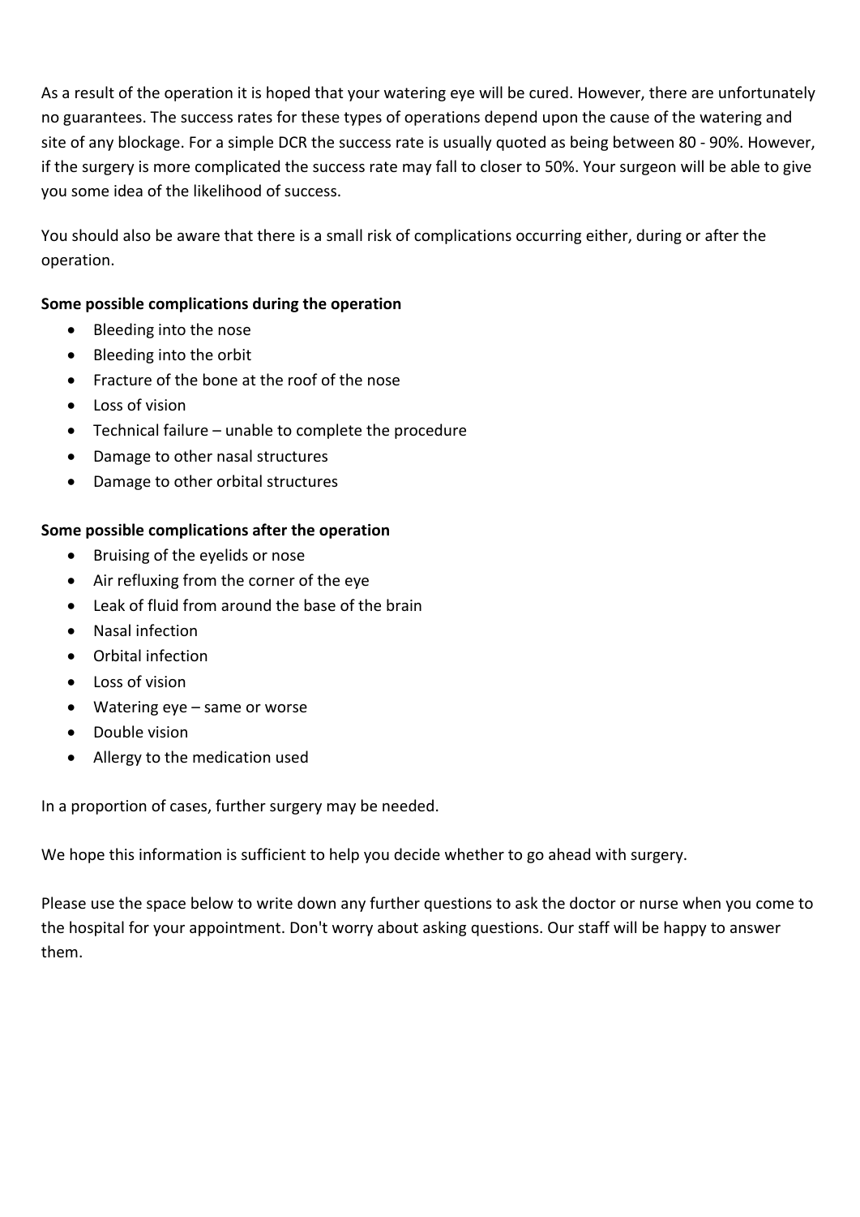As a result of the operation it is hoped that your watering eye will be cured. However, there are unfortunately no guarantees. The success rates for these types of operations depend upon the cause of the watering and site of any blockage. For a simple DCR the success rate is usually quoted as being between 80 - 90%. However, if the surgery is more complicated the success rate may fall to closer to 50%. Your surgeon will be able to give you some idea of the likelihood of success.

You should also be aware that there is a small risk of complications occurring either, during or after the operation.

**Some possible complications during the operation**

- Bleeding into the nose
- Bleeding into the orbit
- Fracture of the bone at the roof of the nose
- Loss of vision
- Technical failure – unable to complete the procedure
- Damage to other nasal structures
- Damage to other orbital structures

**Some possible complications after the operation**

- Bruising of the eyelids or nose
- Air refluxing from the corner of the eye
- Leak of fluid from around the base of the brain
- Nasal infection
- Orbital infection
- Loss of vision
- Watering eye – same or worse
- Double vision
- Allergy to the medication used

In a proportion of cases, further surgery may be needed.

We hope this information is sufficient to help you decide whether to go ahead with surgery.

Please use the space below to write down any further questions to ask the doctor or nurse when you come to the hospital for your appointment. Don't worry about asking questions. Our staff will be happy to answer them.